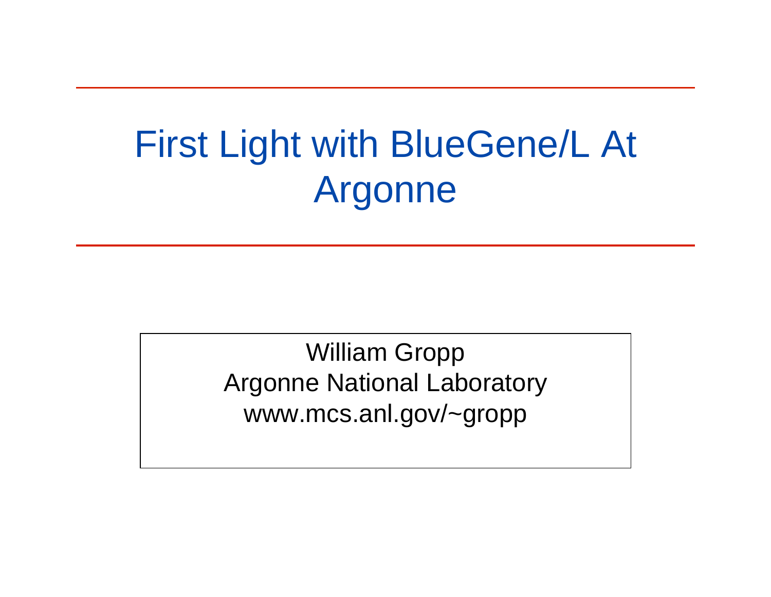# First Light with BlueGene/L At Argonne

William Gropp
Argonne National Laboratory
www.mcs.anl.gov/~gropp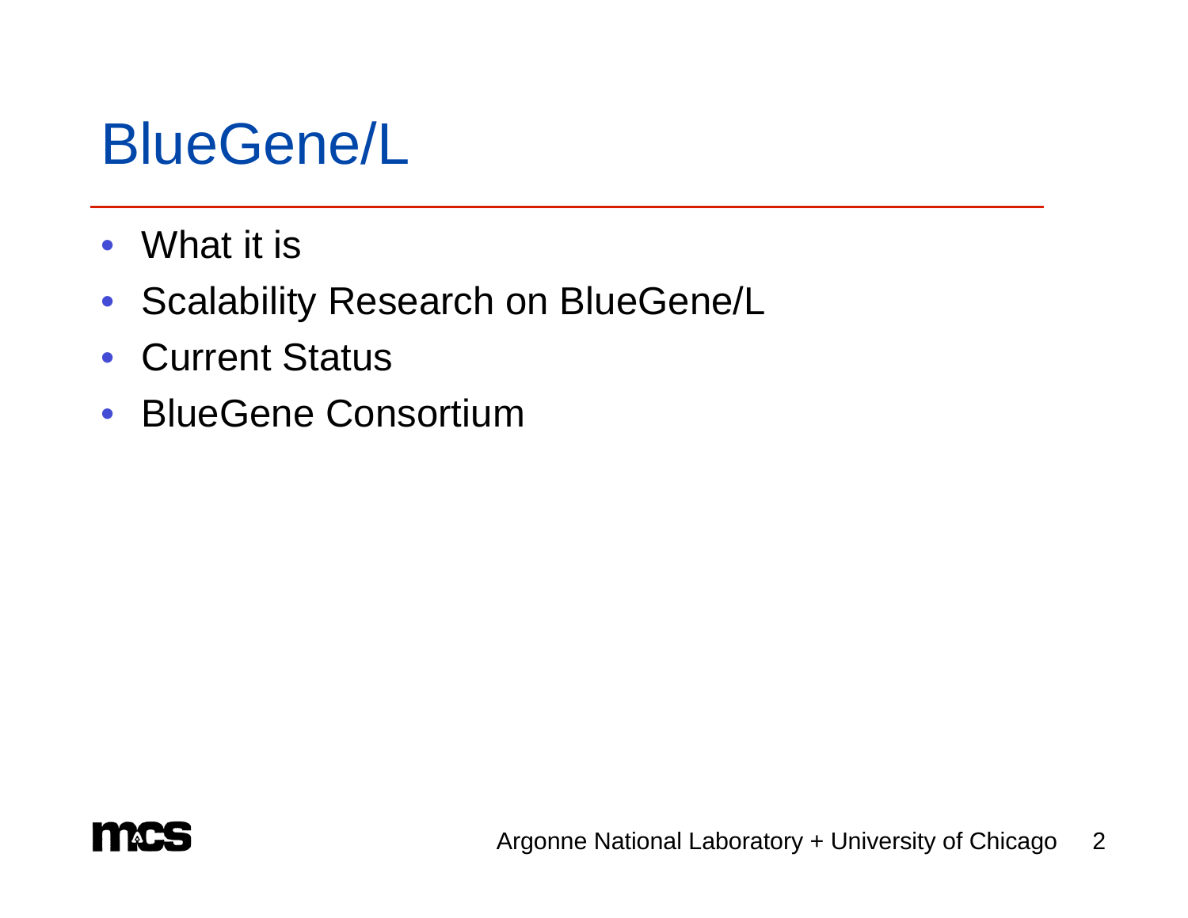# BlueGene/L

- What it is
- Scalability Research on BlueGene/L
- Current Status
- BlueGene Consortium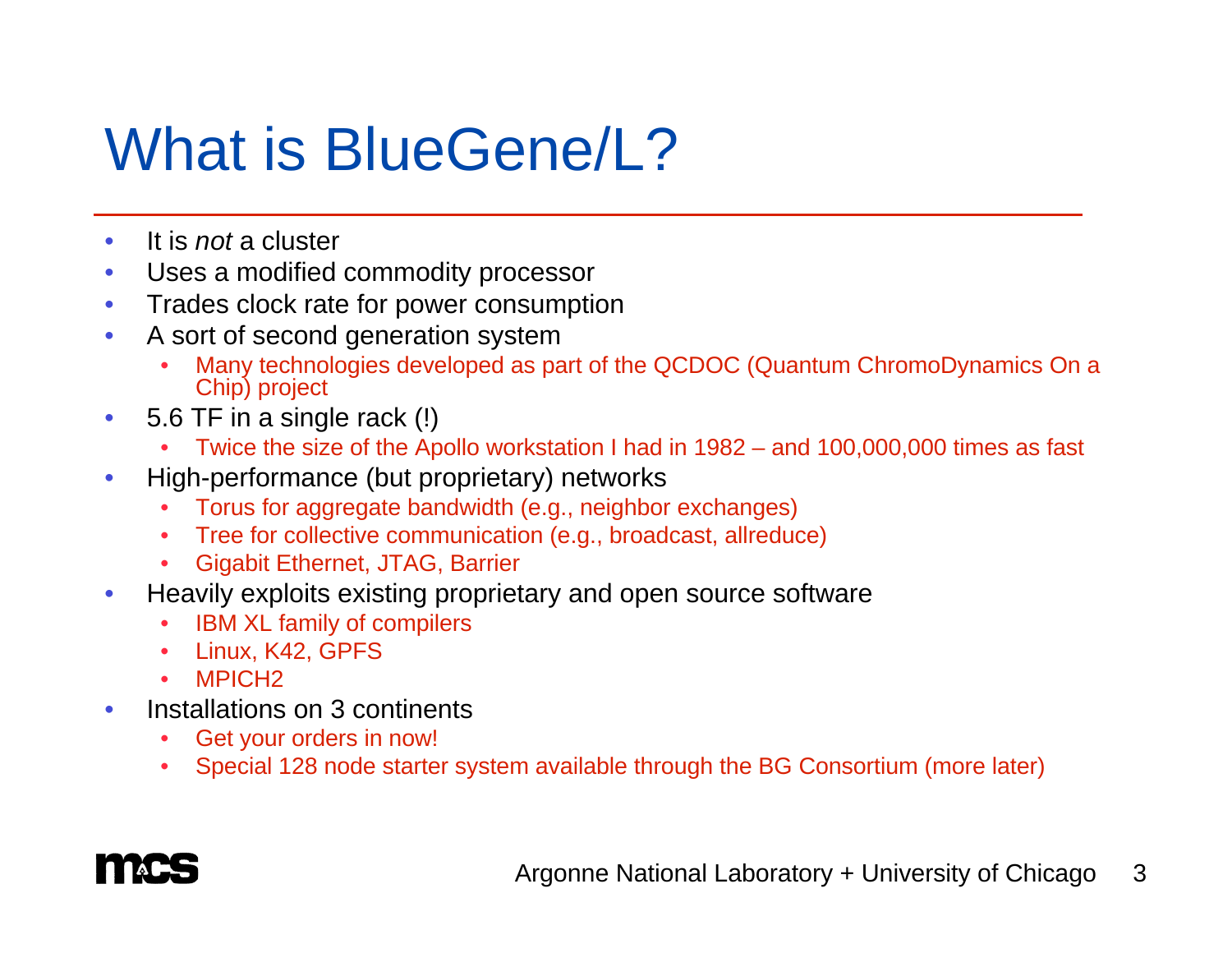# What is BlueGene/L?

- It is *not* a cluster
- Uses a modified commodity processor
- Trades clock rate for power consumption
- A sort of second generation system
  - Many technologies developed as part of the QCDOC (Quantum ChromoDynamics On a Chip) project
- 5.6 TF in a single rack (!)
  - Twice the size of the Apollo workstation I had in 1982 – and 100,000,000 times as fast
- High-performance (but proprietary) networks
  - Torus for aggregate bandwidth (e.g., neighbor exchanges)
  - Tree for collective communication (e.g., broadcast, allreduce)
  - Gigabit Ethernet, JTAG, Barrier
- Heavily exploits existing proprietary and open source software
  - IBM XL family of compilers
  - Linux, K42, GPFS
  - MPICH2
- Installations on 3 continents
  - Get your orders in now!
  - Special 128 node starter system available through the BG Consortium (more later)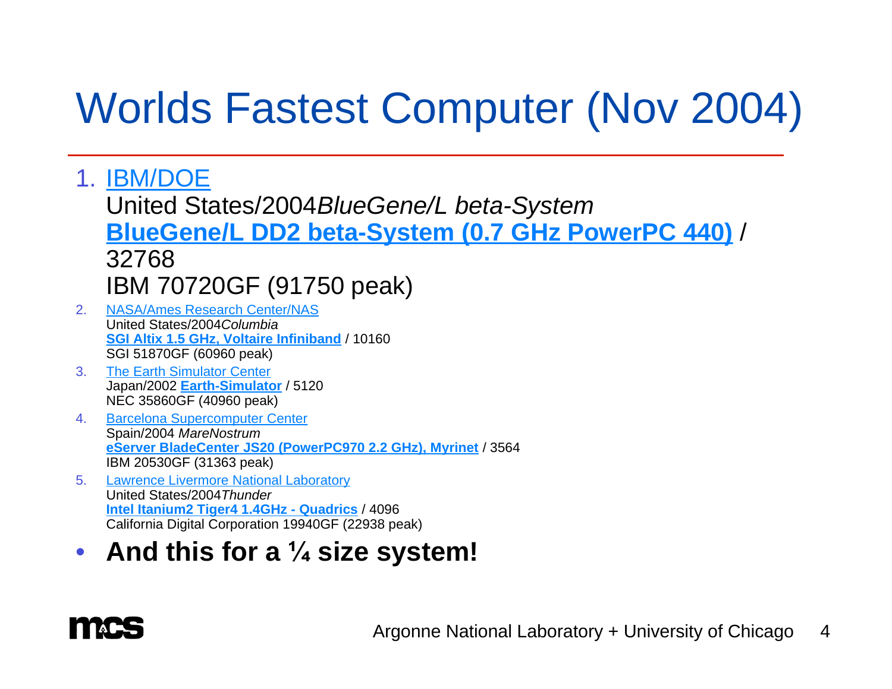# Worlds Fastest Computer (Nov 2004)

1. IBM/DOE
   United States/2004*BlueGene/L beta-System*
   **BlueGene/L DD2 beta-System (0.7 GHz PowerPC 440)** /
   32768
   IBM 70720GF (91750 peak)
2. NASA/Ames Research Center/NAS
   United States/2004*Columbia*
   **SGI Altix 1.5 GHz, Voltaire Infiniband** / 10160
   SGI 51870GF (60960 peak)
3. The Earth Simulator Center
   Japan/2002 **Earth-Simulator** / 5120
   NEC 35860GF (40960 peak)
4. Barcelona Supercomputer Center
   Spain/2004 *MareNostrum*
   **eServer BladeCenter JS20 (PowerPC970 2.2 GHz), Myrinet** / 3564
   IBM 20530GF (31363 peak)
5. Lawrence Livermore National Laboratory
   United States/2004*Thunder*
   **Intel Itanium2 Tiger4 1.4GHz - Quadrics** / 4096
   California Digital Corporation 19940GF (22938 peak)

- **And this for a ¼ size system!**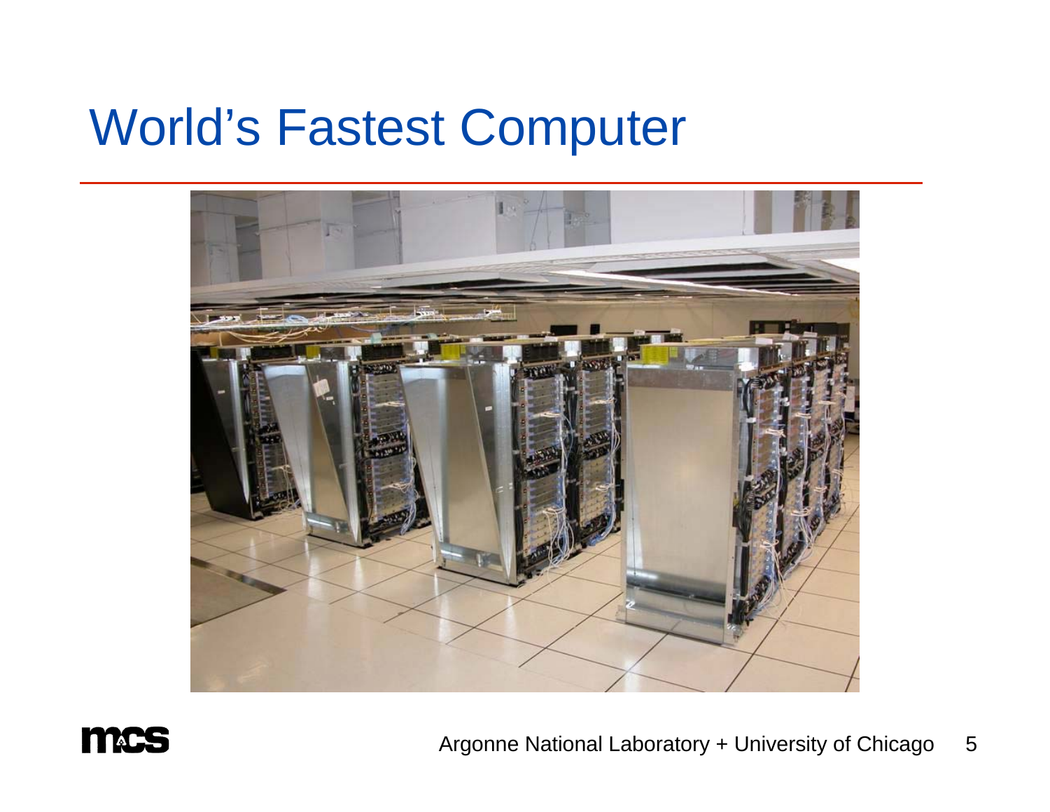# World's Fastest Computer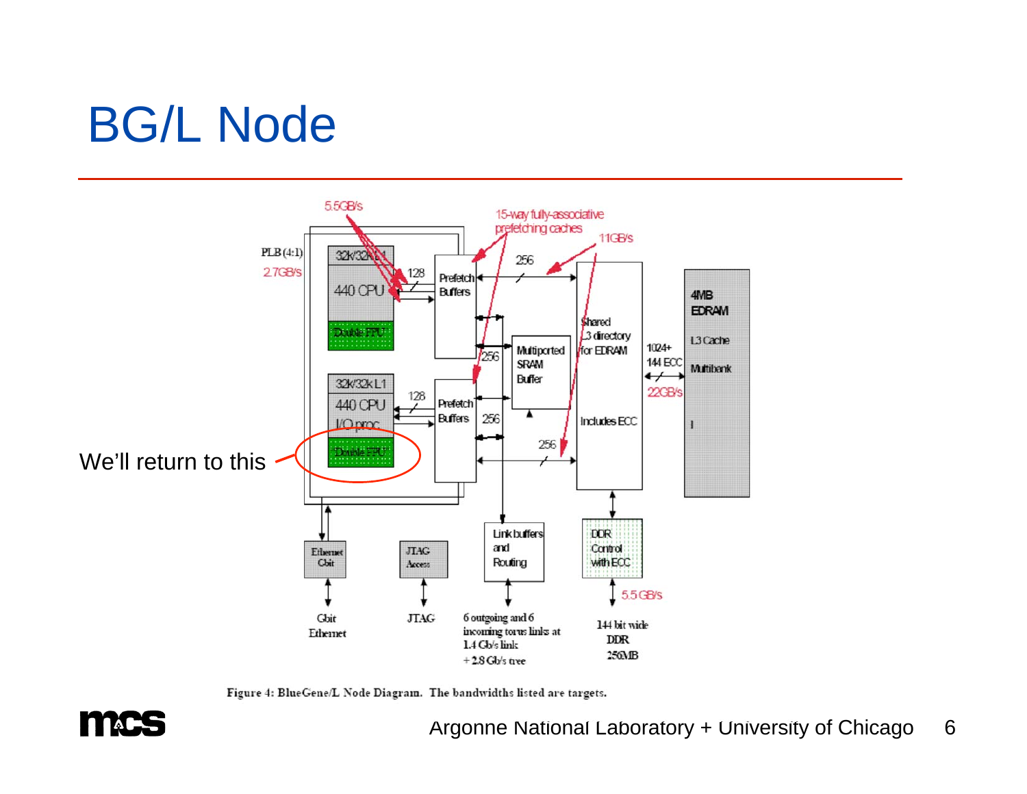# BG/L Node

We'll return to this

Figure 4: BlueGene/L Node Diagram. The bandwidths listed are targets.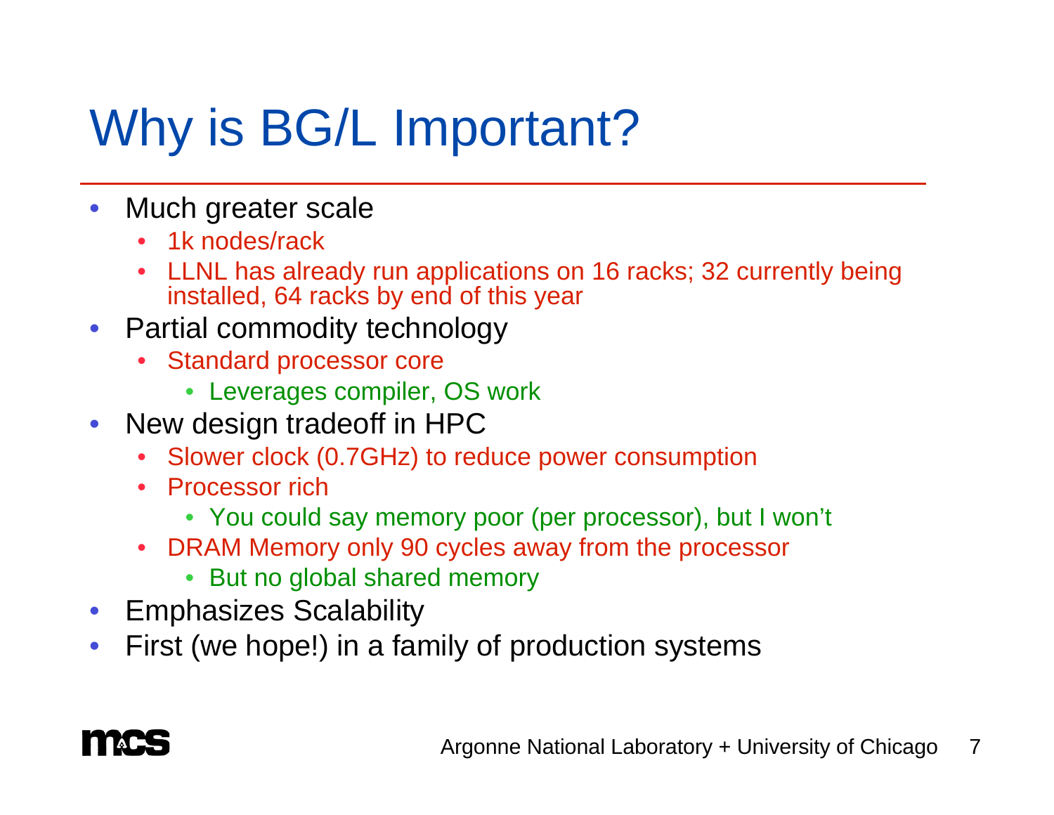# Why is BG/L Important?

- Much greater scale
  - 1k nodes/rack
  - LLNL has already run applications on 16 racks; 32 currently being installed, 64 racks by end of this year
- Partial commodity technology
  - Standard processor core
    - Leverages compiler, OS work
- New design tradeoff in HPC
  - Slower clock (0.7GHz) to reduce power consumption
  - Processor rich
    - You could say memory poor (per processor), but I won't
  - DRAM Memory only 90 cycles away from the processor
    - But no global shared memory
- Emphasizes Scalability
- First (we hope!) in a family of production systems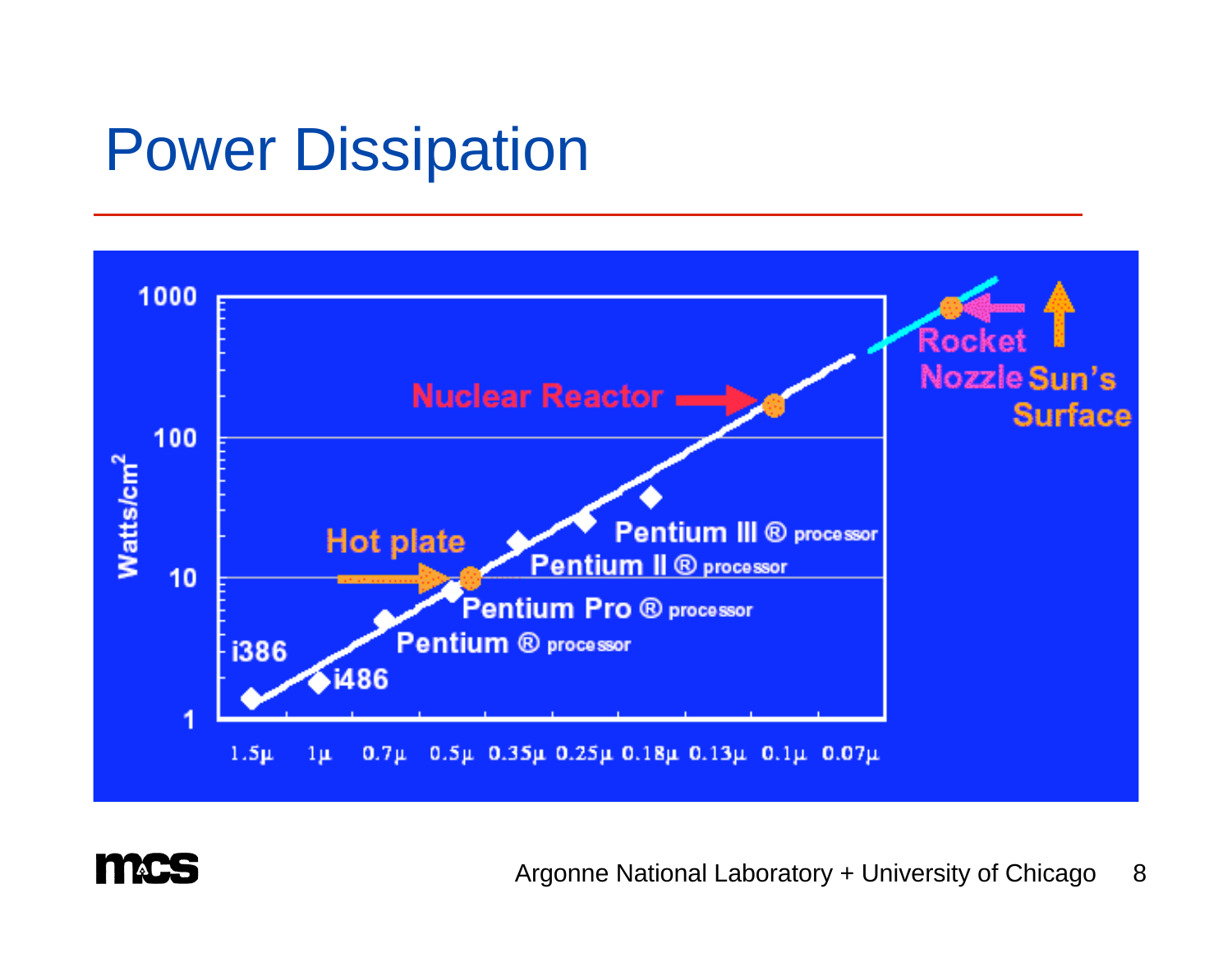# Power Dissipation

Watts/cm$^2$

1000
100
10
1

1.5μ 1μ 0.7μ 0.5μ 0.35μ 0.25μ 0.18μ 0.13μ 0.1μ 0.07μ

i386
i486
Pentium ® processor
Pentium Pro ® processor
Pentium II ® processor
Pentium III ® processor

Hot plate
Nuclear Reactor
Rocket Nozzle
Sun's Surface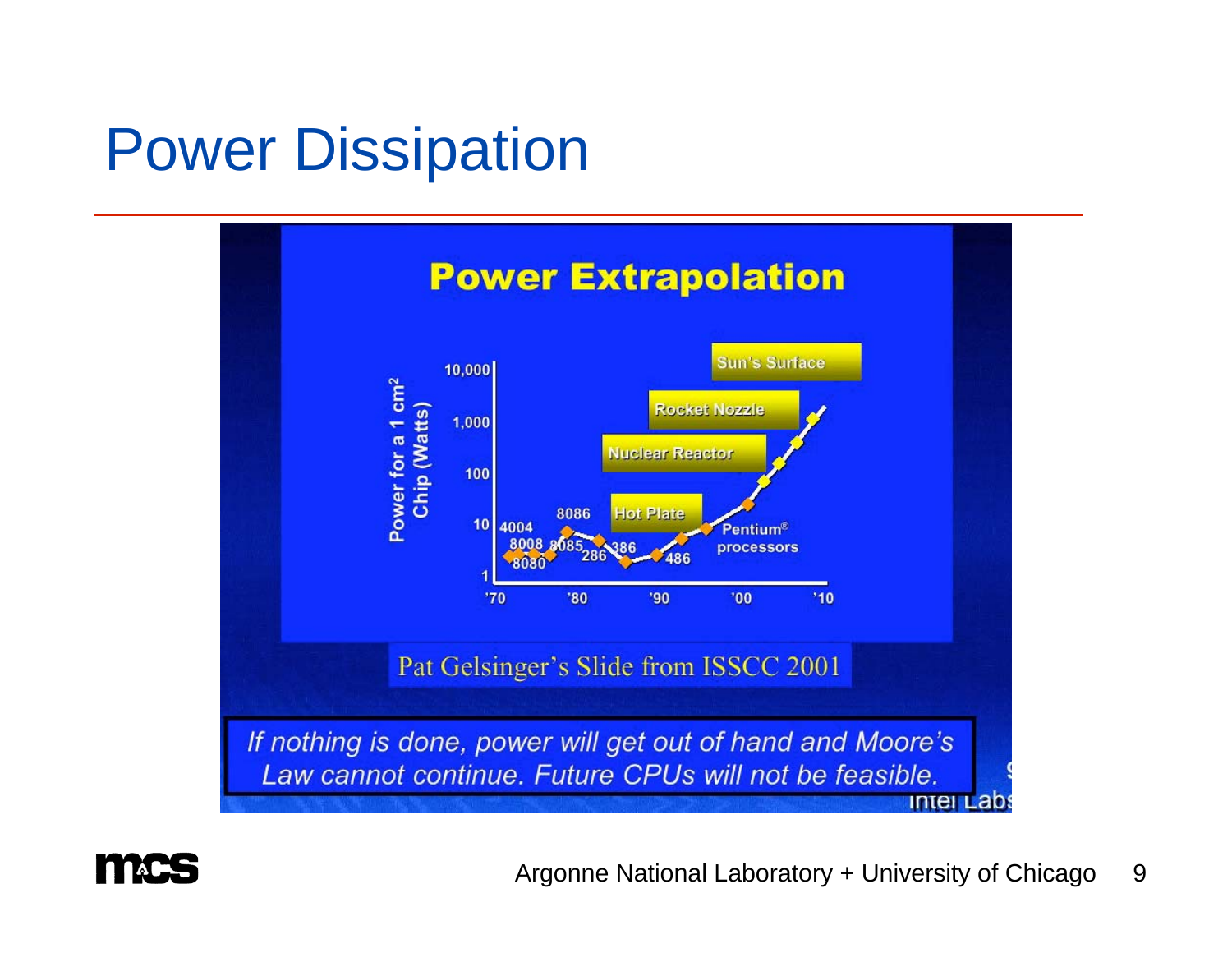# Power Dissipation

**Power Extrapolation**

Power for a 1 cm² Chip (Watts)

10,000 | 1,000 | 100 | 10 | 1

'70 | '80 | '90 | '00 | '10

Sun's Surface

Rocket Nozzle

Nuclear Reactor

Hot Plate

4004, 8008, 8080, 8085, 8086, 286, 386, 486, Pentium® processors

Pat Gelsinger's Slide from ISSCC 2001

*If nothing is done, power will get out of hand and Moore's Law cannot continue. Future CPUs will not be feasible.*

Intel Labs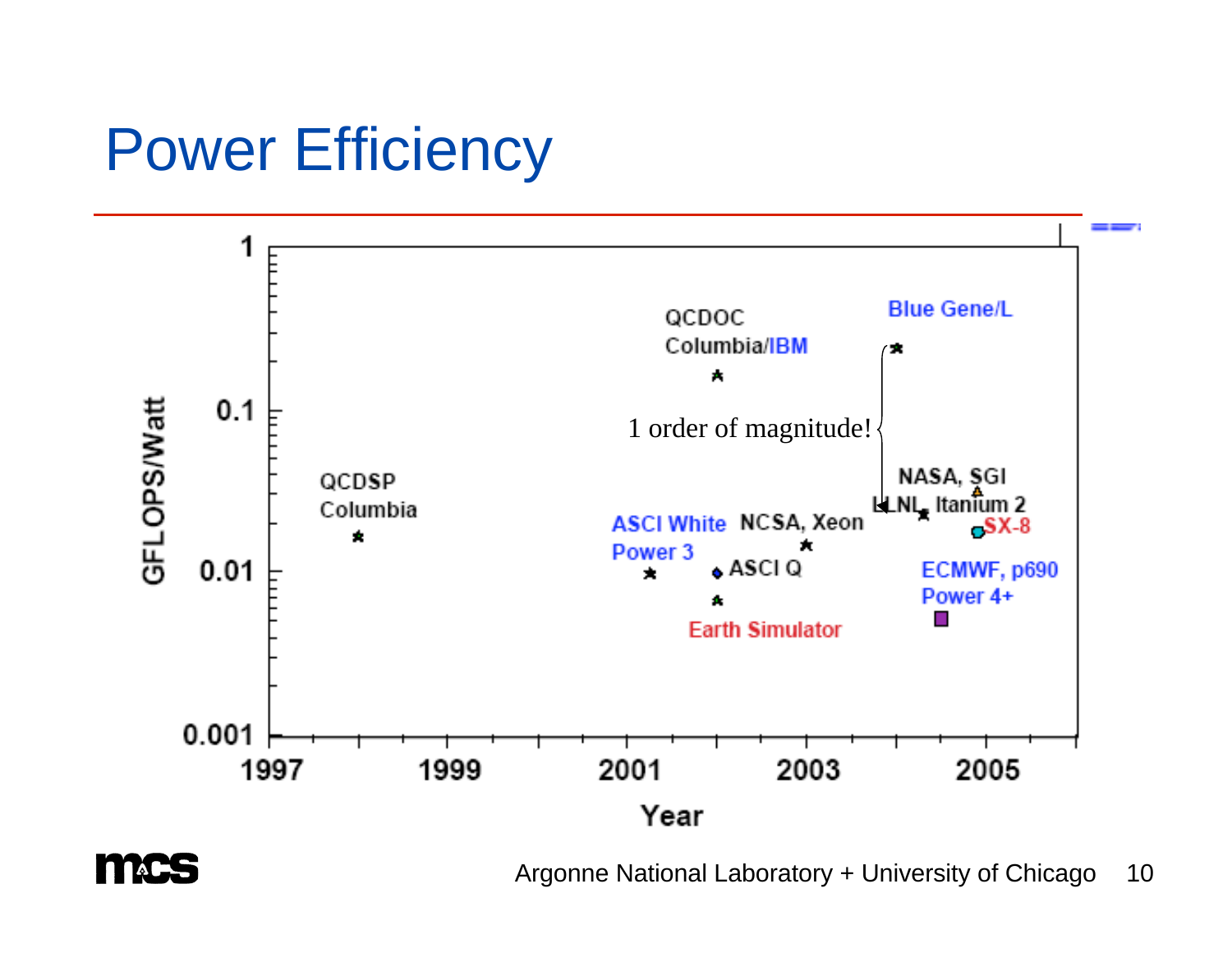# Power Efficiency

GFLOPS/Watt

1
0.1
0.01
0.001

1997 1999 2001 2003 2005

Year

QCDSP Columbia

ASCI White Power 3

QCDOC Columbia/IBM

ASCI Q

Earth Simulator

NCSA, Xeon

1 order of magnitude!

Blue Gene/L

NASA, SGI

LLNL, Itanium 2

SX-8

ECMWF, p690 Power 4+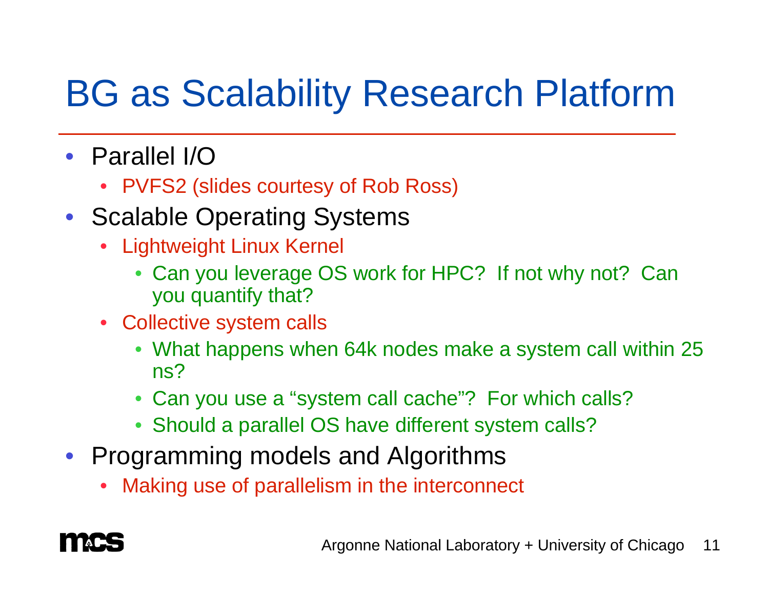# BG as Scalability Research Platform

- Parallel I/O
  - PVFS2 (slides courtesy of Rob Ross)
- Scalable Operating Systems
  - Lightweight Linux Kernel
    - Can you leverage OS work for HPC? If not why not? Can you quantify that?
  - Collective system calls
    - What happens when 64k nodes make a system call within 25 ns?
    - Can you use a “system call cache”? For which calls?
    - Should a parallel OS have different system calls?
- Programming models and Algorithms
  - Making use of parallelism in the interconnect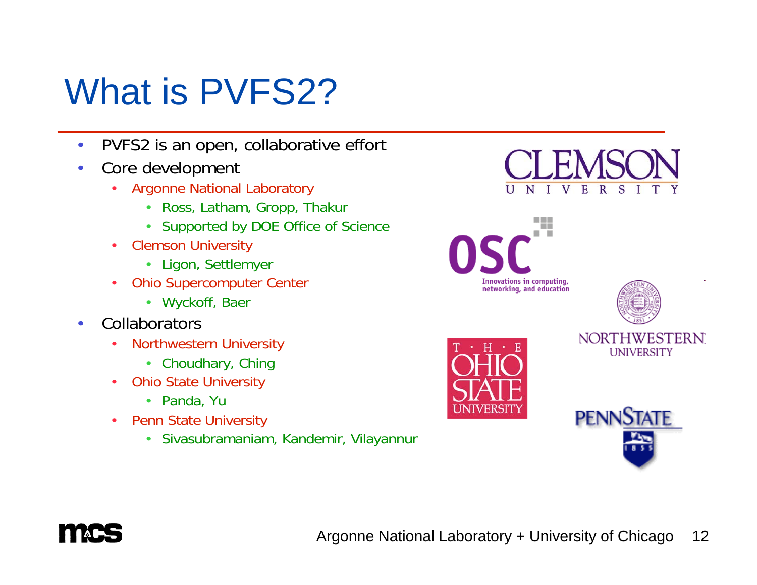# What is PVFS2?

- PVFS2 is an open, collaborative effort
- Core development
  - Argonne National Laboratory
    - Ross, Latham, Gropp, Thakur
    - Supported by DOE Office of Science
  - Clemson University
    - Ligon, Settlemyer
  - Ohio Supercomputer Center
    - Wyckoff, Baer
- Collaborators
  - Northwestern University
    - Choudhary, Ching
  - Ohio State University
    - Panda, Yu
  - Penn State University
    - Sivasubramaniam, Kandemir, Vilayannur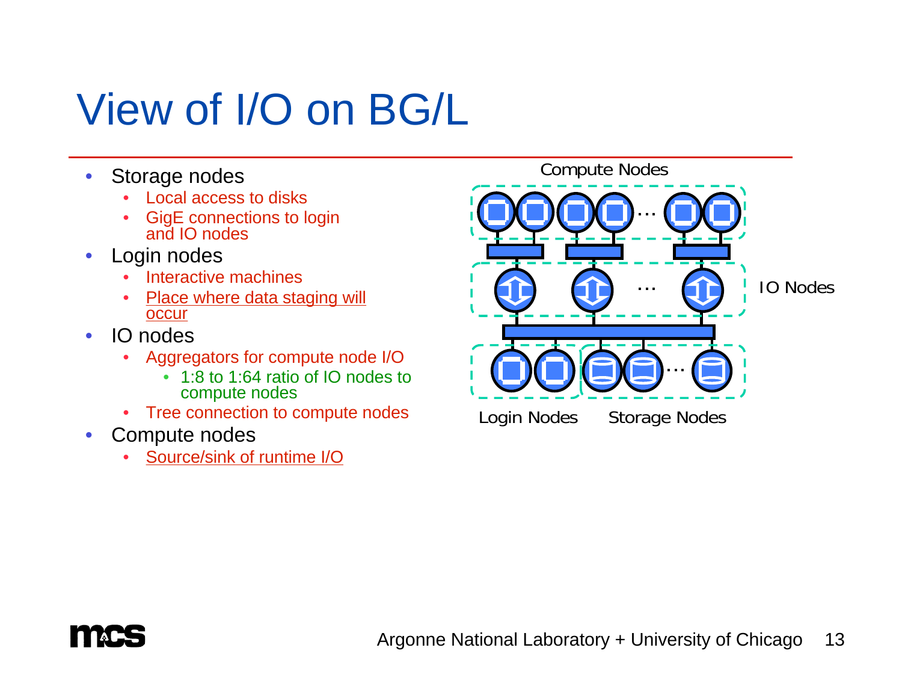# View of I/O on BG/L

- Storage nodes
  - Local access to disks
  - GigE connections to login and IO nodes
- Login nodes
  - Interactive machines
  - Place where data staging will occur
- IO nodes
  - Aggregators for compute node I/O
    - 1:8 to 1:64 ratio of IO nodes to compute nodes
  - Tree connection to compute nodes
- Compute nodes
  - Source/sink of runtime I/O

Compute Nodes

IO Nodes

Login Nodes

Storage Nodes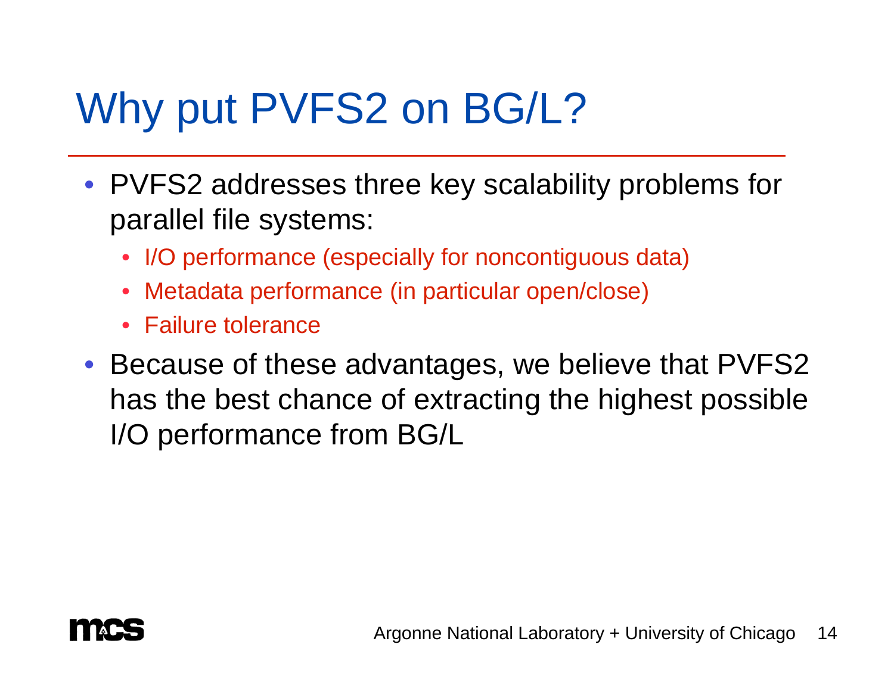# Why put PVFS2 on BG/L?

- PVFS2 addresses three key scalability problems for parallel file systems:
  - I/O performance (especially for noncontiguous data)
  - Metadata performance (in particular open/close)
  - Failure tolerance
- Because of these advantages, we believe that PVFS2 has the best chance of extracting the highest possible I/O performance from BG/L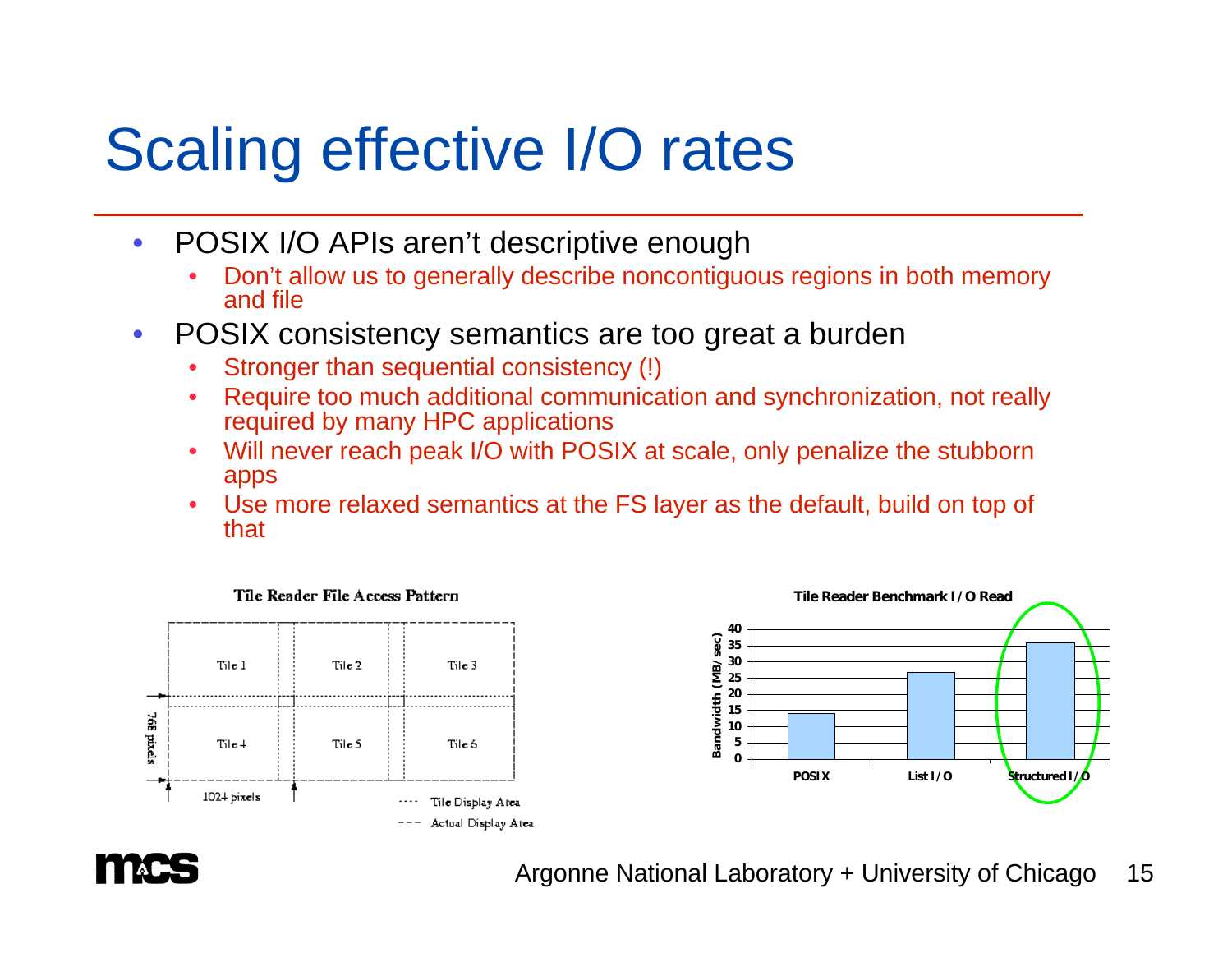# Scaling effective I/O rates

- POSIX I/O APIs aren't descriptive enough
  - Don't allow us to generally describe noncontiguous regions in both memory and file
- POSIX consistency semantics are too great a burden
  - Stronger than sequential consistency (!)
  - Require too much additional communication and synchronization, not really required by many HPC applications
  - Will never reach peak I/O with POSIX at scale, only penalize the stubborn apps
  - Use more relaxed semantics at the FS layer as the default, build on top of that

**Tile Reader File Access Pattern**

| Tile 1 | Tile 2 | Tile 3 |
|---|---|---|
| Tile 4 | Tile 5 | Tile 6 |

1024 pixels; 768 pixels

···· Tile Display Area
--- Actual Display Area

**Tile Reader Benchmark I/O Read**

| Method | Bandwidth (MB/sec) |
|---|---|
| POSIX | ~14 |
| List I/O | ~27 |
| Structured I/O | ~36 |

Argonne National Laboratory + University of Chicago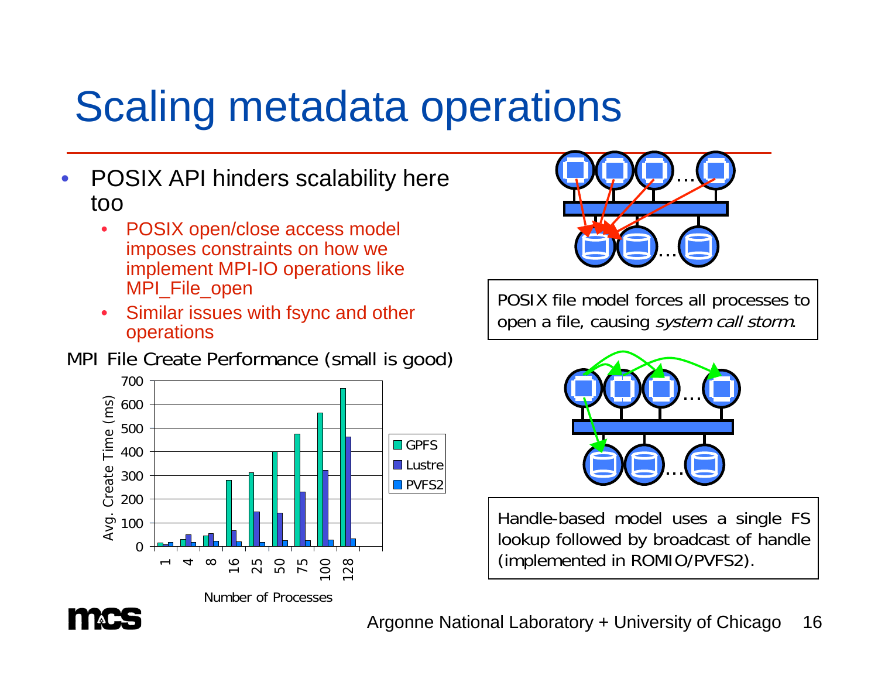# Scaling metadata operations

- POSIX API hinders scalability here too
  - POSIX open/close access model imposes constraints on how we implement MPI-IO operations like MPI_File_open
  - Similar issues with fsync and other operations

MPI File Create Performance (small is good)

POSIX file model forces all processes to open a file, causing *system call storm*.

Handle-based model uses a single FS lookup followed by broadcast of handle (implemented in ROMIO/PVFS2).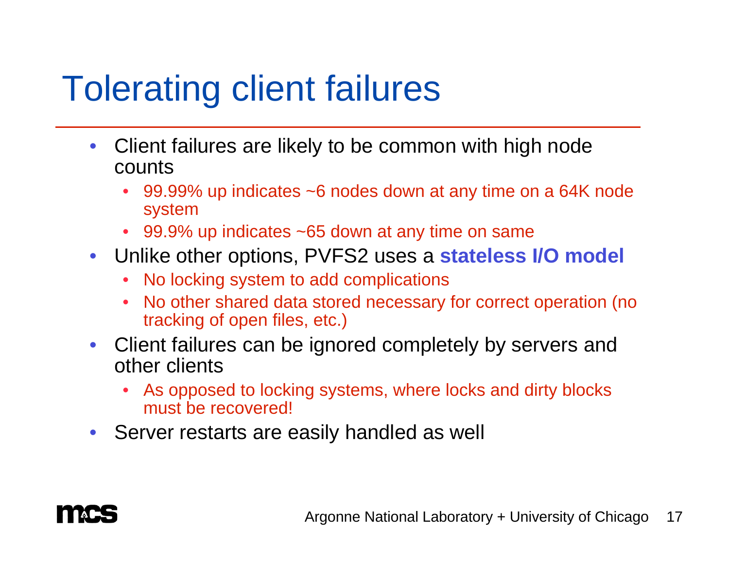# Tolerating client failures

- Client failures are likely to be common with high node counts
  - 99.99% up indicates ~6 nodes down at any time on a 64K node system
  - 99.9% up indicates ~65 down at any time on same
- Unlike other options, PVFS2 uses a **stateless I/O model**
  - No locking system to add complications
  - No other shared data stored necessary for correct operation (no tracking of open files, etc.)
- Client failures can be ignored completely by servers and other clients
  - As opposed to locking systems, where locks and dirty blocks must be recovered!
- Server restarts are easily handled as well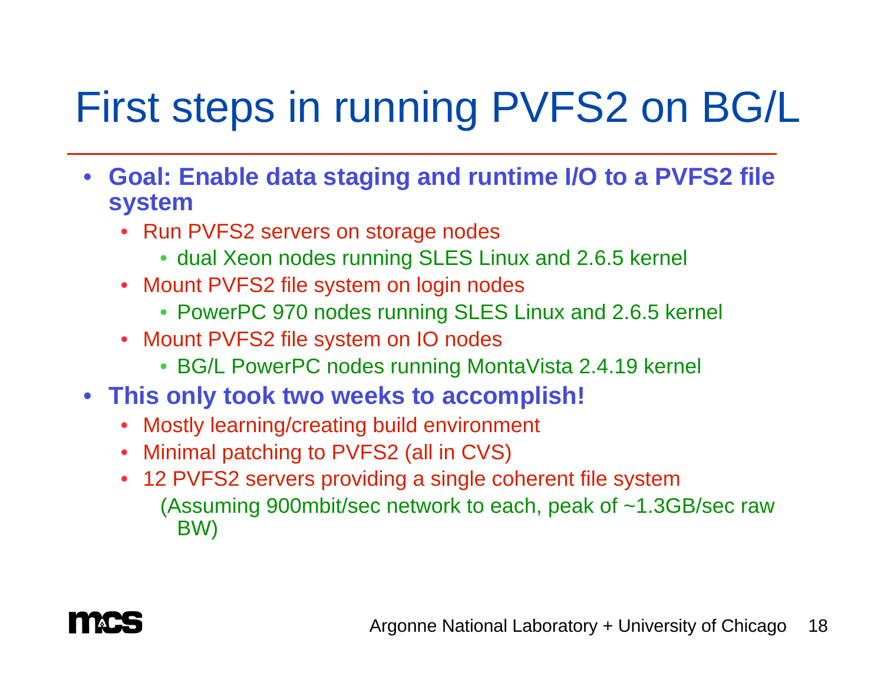# First steps in running PVFS2 on BG/L

- **Goal: Enable data staging and runtime I/O to a PVFS2 file system**
  - Run PVFS2 servers on storage nodes
    - dual Xeon nodes running SLES Linux and 2.6.5 kernel
  - Mount PVFS2 file system on login nodes
    - PowerPC 970 nodes running SLES Linux and 2.6.5 kernel
  - Mount PVFS2 file system on IO nodes
    - BG/L PowerPC nodes running MontaVista 2.4.19 kernel
- **This only took two weeks to accomplish!**
  - Mostly learning/creating build environment
  - Minimal patching to PVFS2 (all in CVS)
  - 12 PVFS2 servers providing a single coherent file system
    
    (Assuming 900mbit/sec network to each, peak of ~1.3GB/sec raw BW)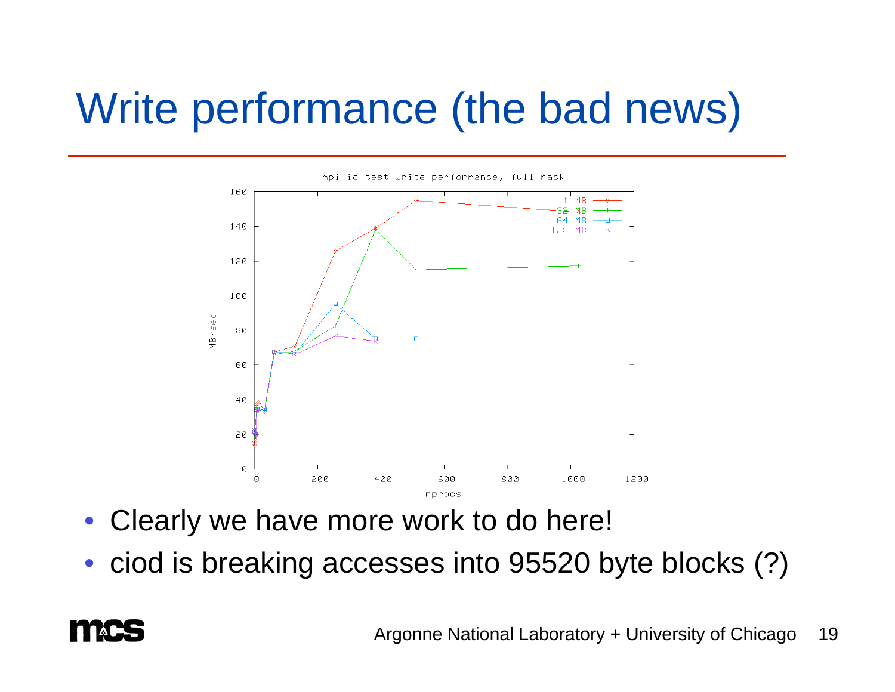# Write performance (the bad news)

- Clearly we have more work to do here!
- ciod is breaking accesses into 95520 byte blocks (?)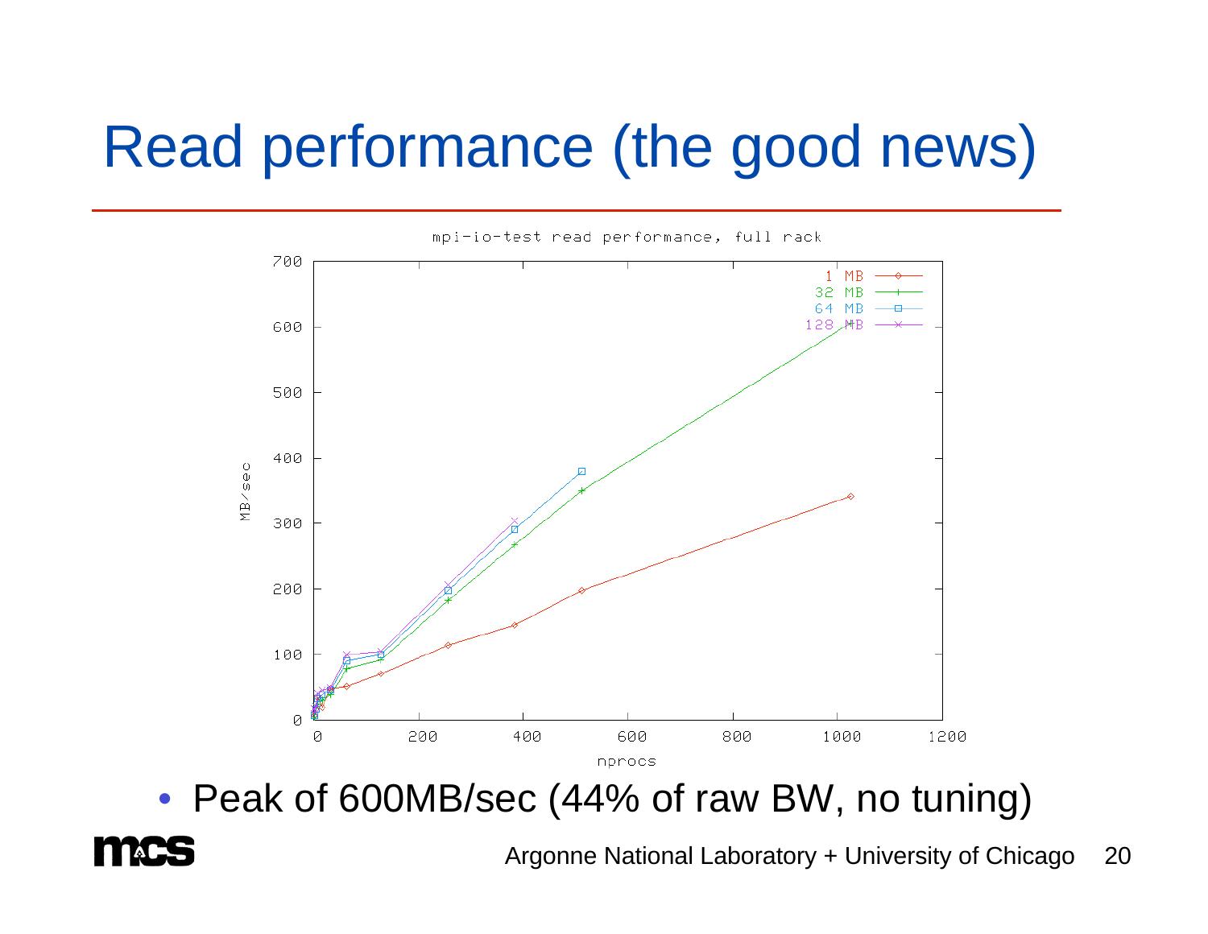# Read performance (the good news)

mpi-io-test read performance, full rack

- Peak of 600MB/sec (44% of raw BW, no tuning)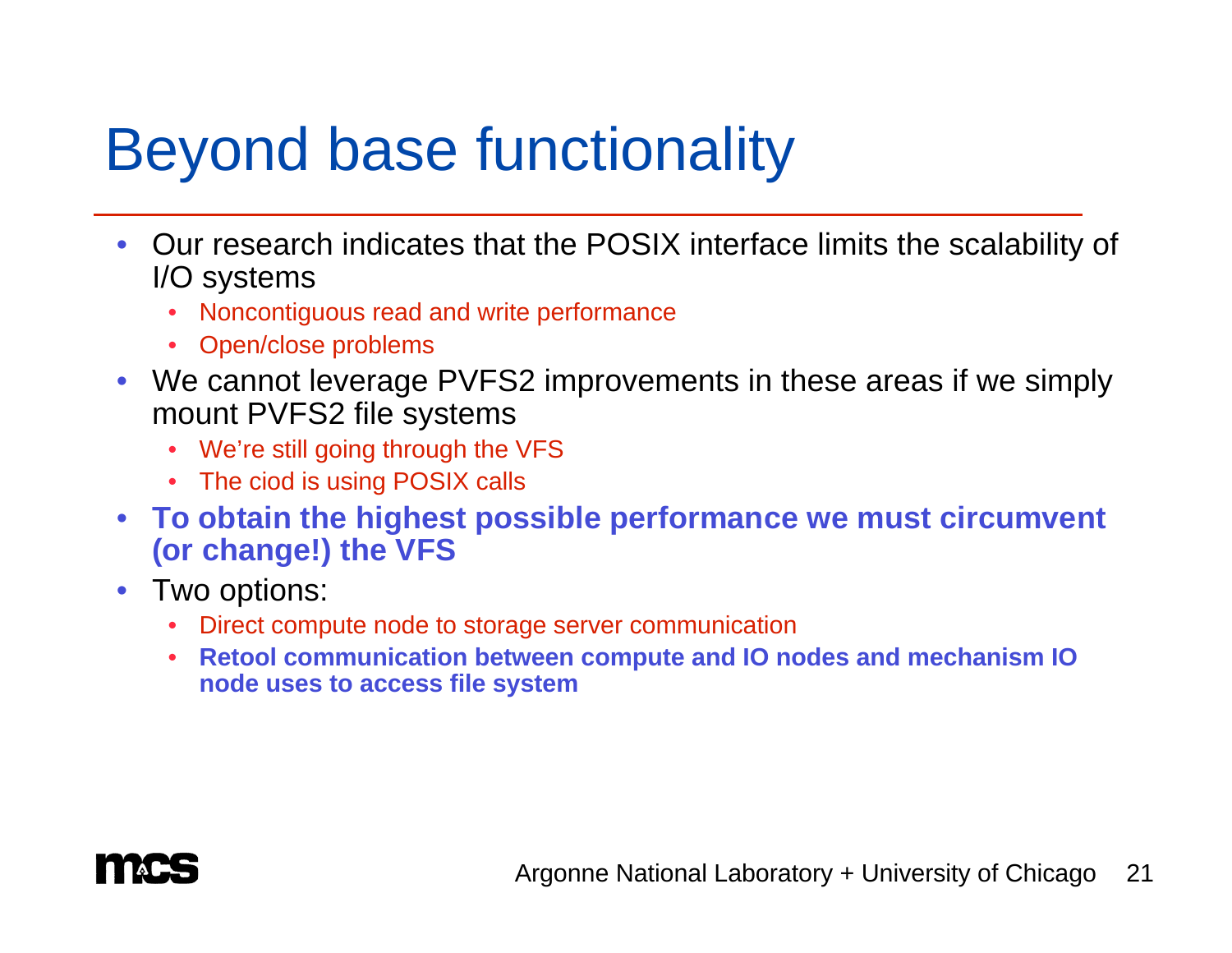# Beyond base functionality

- Our research indicates that the POSIX interface limits the scalability of I/O systems
  - Noncontiguous read and write performance
  - Open/close problems
- We cannot leverage PVFS2 improvements in these areas if we simply mount PVFS2 file systems
  - We’re still going through the VFS
  - The ciod is using POSIX calls
- **To obtain the highest possible performance we must circumvent (or change!) the VFS**
- Two options:
  - Direct compute node to storage server communication
  - **Retool communication between compute and IO nodes and mechanism IO node uses to access file system**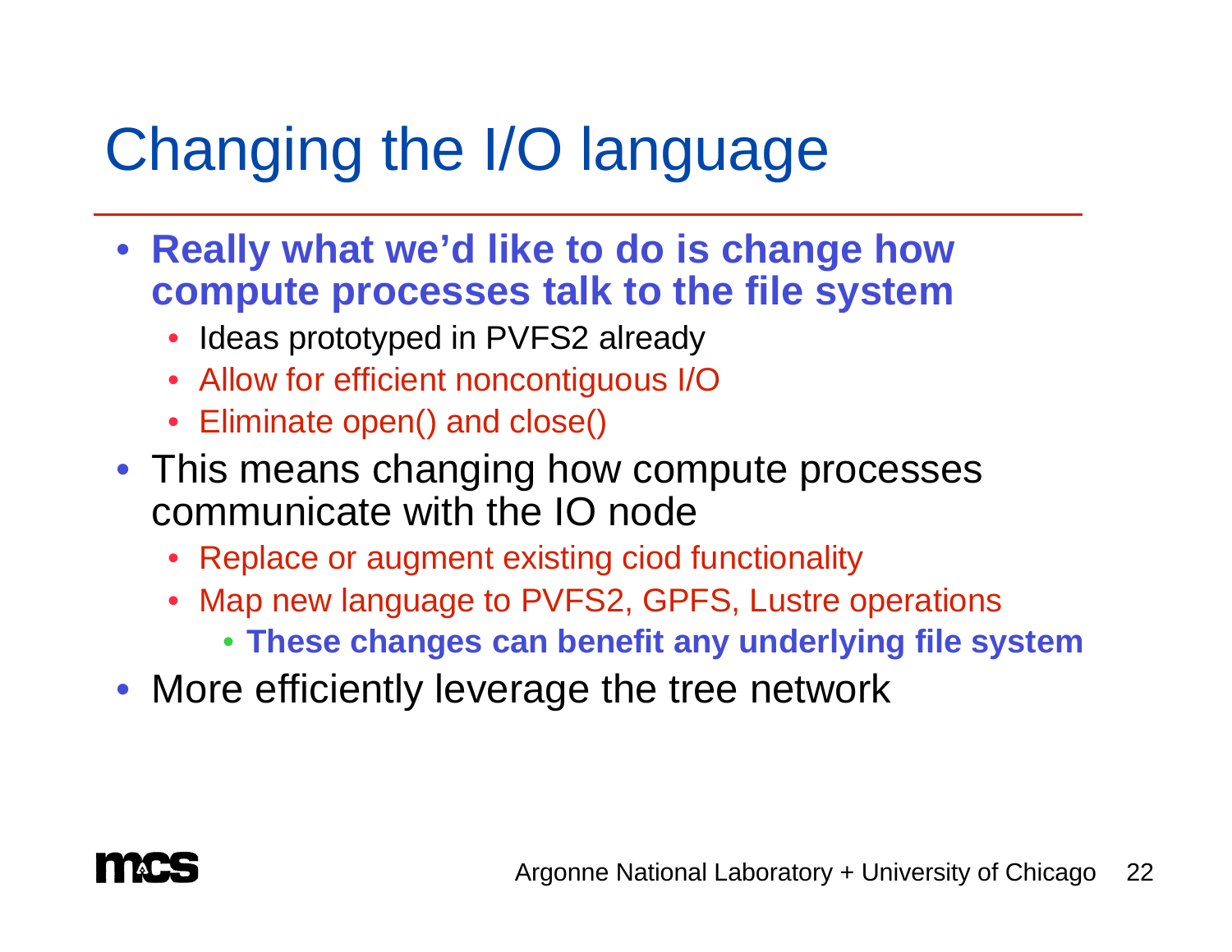# Changing the I/O language

- **Really what we'd like to do is change how compute processes talk to the file system**
  - Ideas prototyped in PVFS2 already
  - Allow for efficient noncontiguous I/O
  - Eliminate open() and close()
- This means changing how compute processes communicate with the IO node
  - Replace or augment existing ciod functionality
  - Map new language to PVFS2, GPFS, Lustre operations
    - **These changes can benefit any underlying file system**
- More efficiently leverage the tree network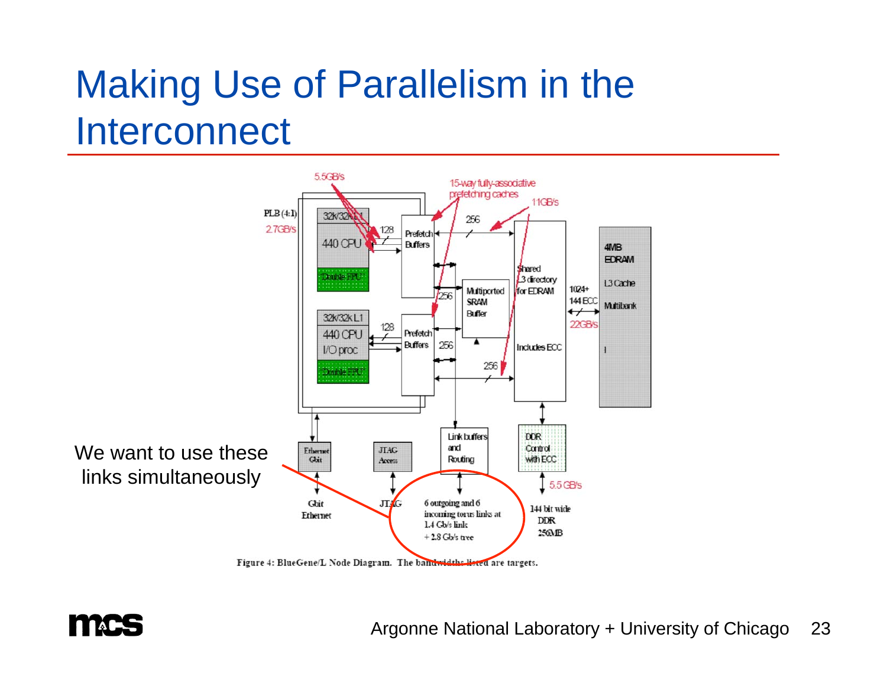# Making Use of Parallelism in the Interconnect

We want to use these links simultaneously

Figure 4: BlueGene/L Node Diagram. The bandwidths listed are targets.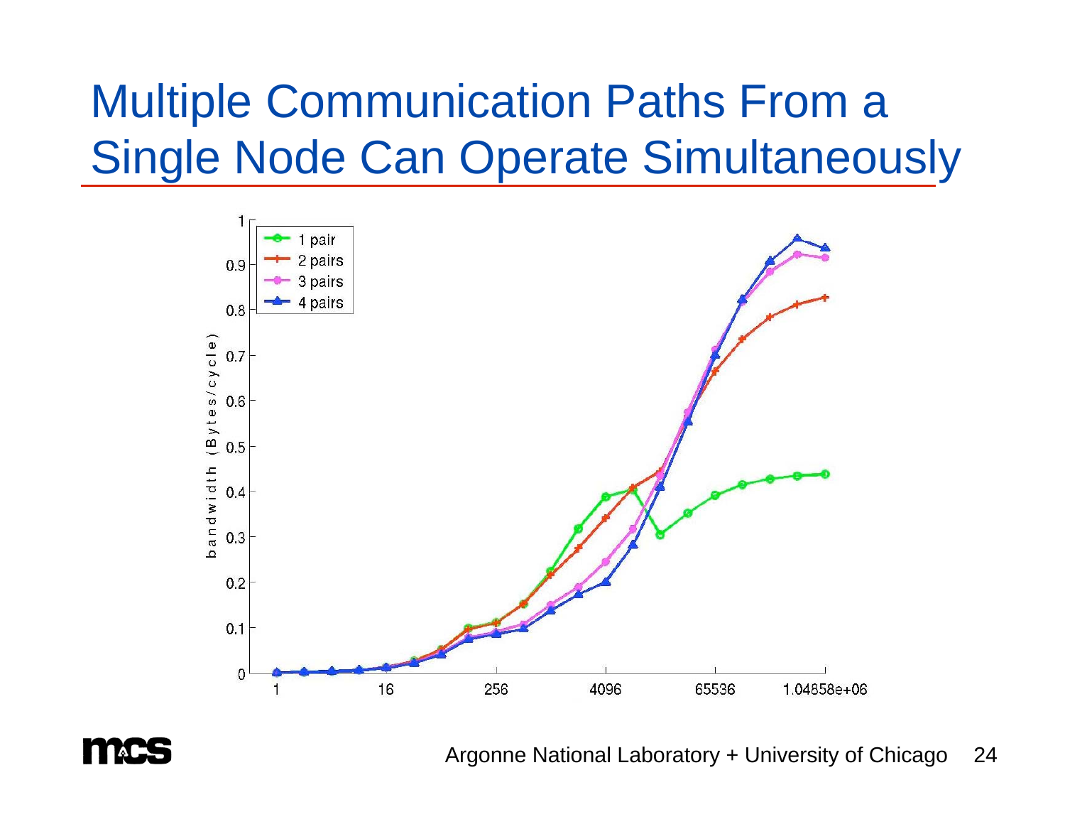# Multiple Communication Paths From a Single Node Can Operate Simultaneously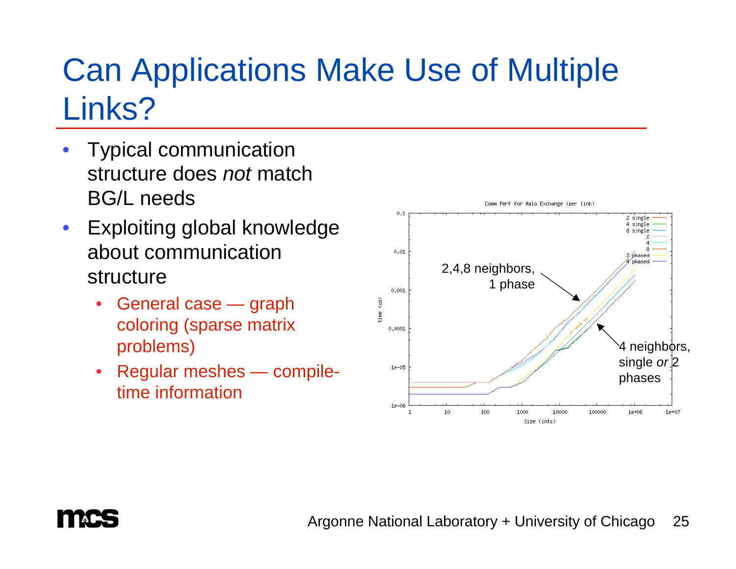# Can Applications Make Use of Multiple Links?

- Typical communication structure does *not* match BG/L needs
- Exploiting global knowledge about communication structure
  - General case — graph coloring (sparse matrix problems)
  - Regular meshes — compile-time information

Comm Perf for Halo Exchange (per link)

2,4,8 neighbors, 1 phase

4 neighbors, single *or* 2 phases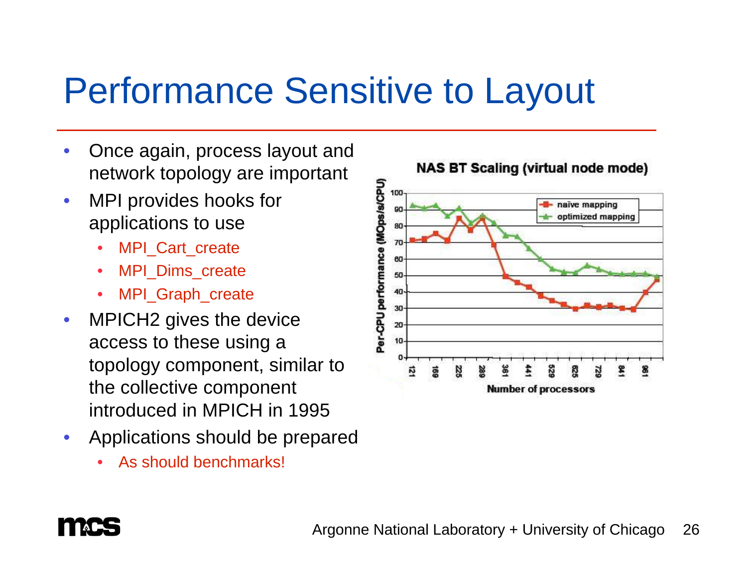# Performance Sensitive to Layout

- Once again, process layout and network topology are important
- MPI provides hooks for applications to use
  - MPI_Cart_create
  - MPI_Dims_create
  - MPI_Graph_create
- MPICH2 gives the device access to these using a topology component, similar to the collective component introduced in MPICH in 1995
- Applications should be prepared
  - As should benchmarks!

**NAS BT Scaling (virtual node mode)**

Per-CPU performance (MOps/s/CPU) vs. Number of processors

Legend: naïve mapping; optimized mapping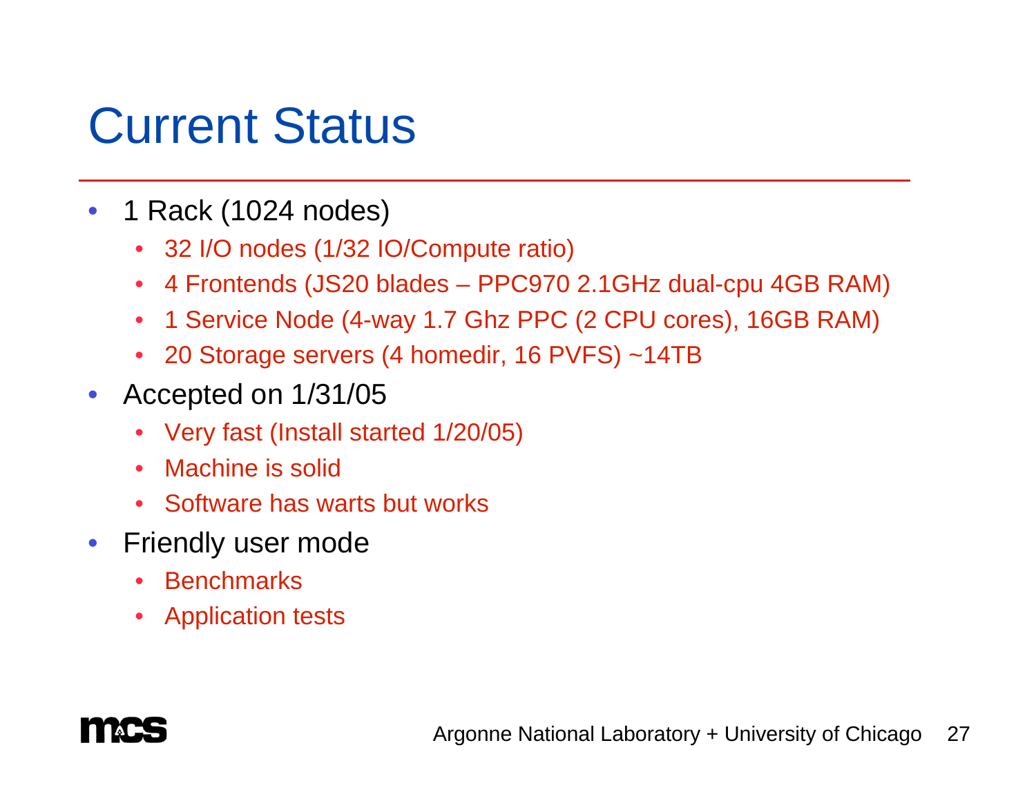# Current Status

- 1 Rack (1024 nodes)
  - 32 I/O nodes (1/32 IO/Compute ratio)
  - 4 Frontends (JS20 blades – PPC970 2.1GHz dual-cpu 4GB RAM)
  - 1 Service Node (4-way 1.7 Ghz PPC (2 CPU cores), 16GB RAM)
  - 20 Storage servers (4 homedir, 16 PVFS) ~14TB
- Accepted on 1/31/05
  - Very fast (Install started 1/20/05)
  - Machine is solid
  - Software has warts but works
- Friendly user mode
  - Benchmarks
  - Application tests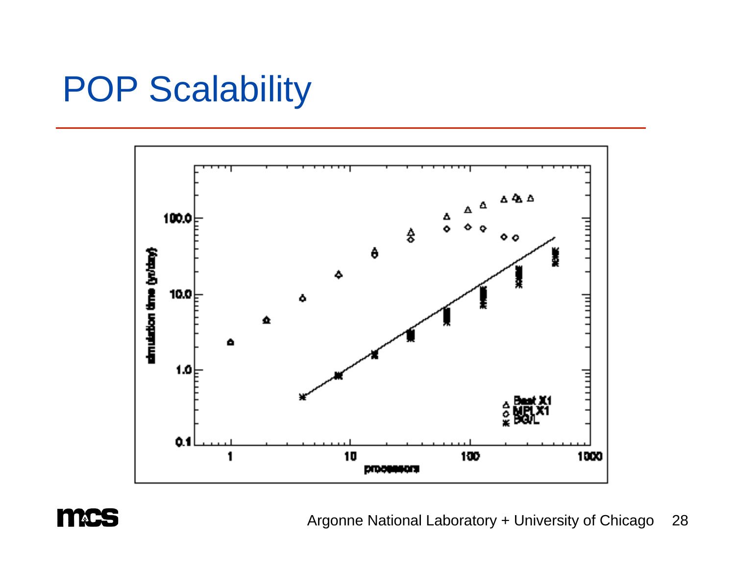# POP Scalability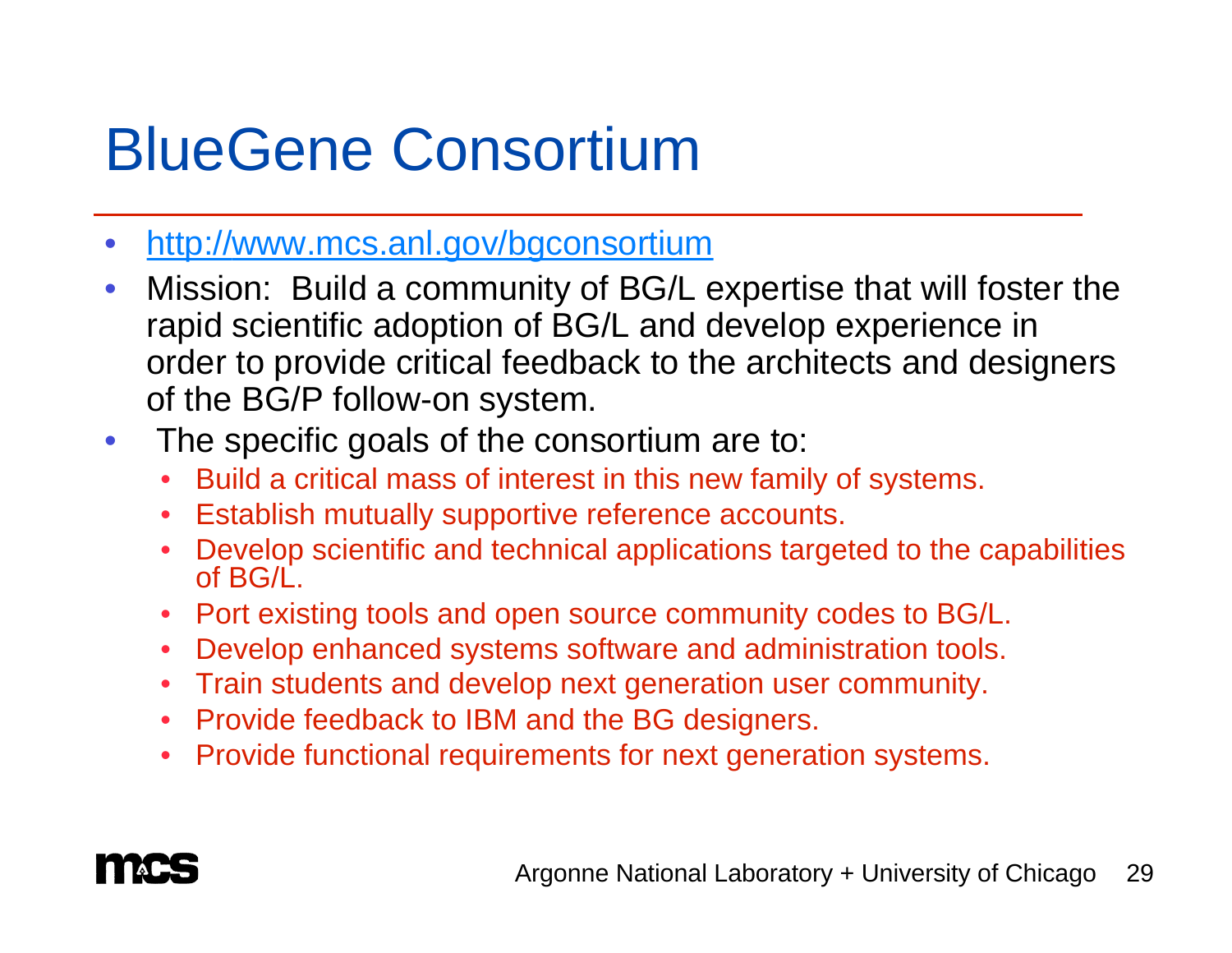# BlueGene Consortium

- http://www.mcs.anl.gov/bgconsortium
- Mission: Build a community of BG/L expertise that will foster the rapid scientific adoption of BG/L and develop experience in order to provide critical feedback to the architects and designers of the BG/P follow-on system.
- The specific goals of the consortium are to:
  - Build a critical mass of interest in this new family of systems.
  - Establish mutually supportive reference accounts.
  - Develop scientific and technical applications targeted to the capabilities of BG/L.
  - Port existing tools and open source community codes to BG/L.
  - Develop enhanced systems software and administration tools.
  - Train students and develop next generation user community.
  - Provide feedback to IBM and the BG designers.
  - Provide functional requirements for next generation systems.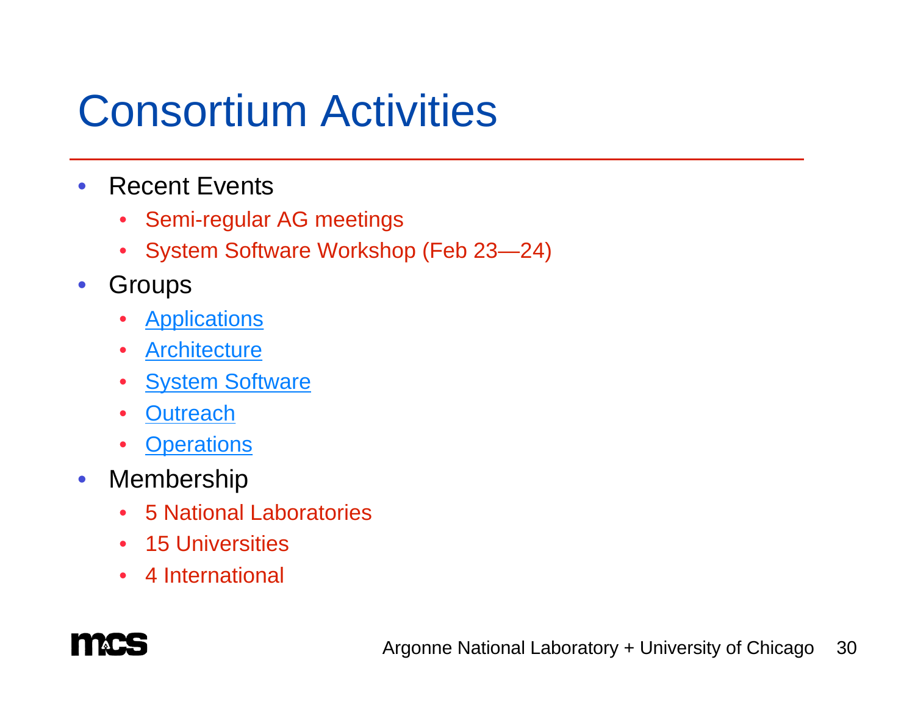# Consortium Activities

- Recent Events
  - Semi-regular AG meetings
  - System Software Workshop (Feb 23—24)
- Groups
  - Applications
  - Architecture
  - System Software
  - Outreach
  - Operations
- Membership
  - 5 National Laboratories
  - 15 Universities
  - 4 International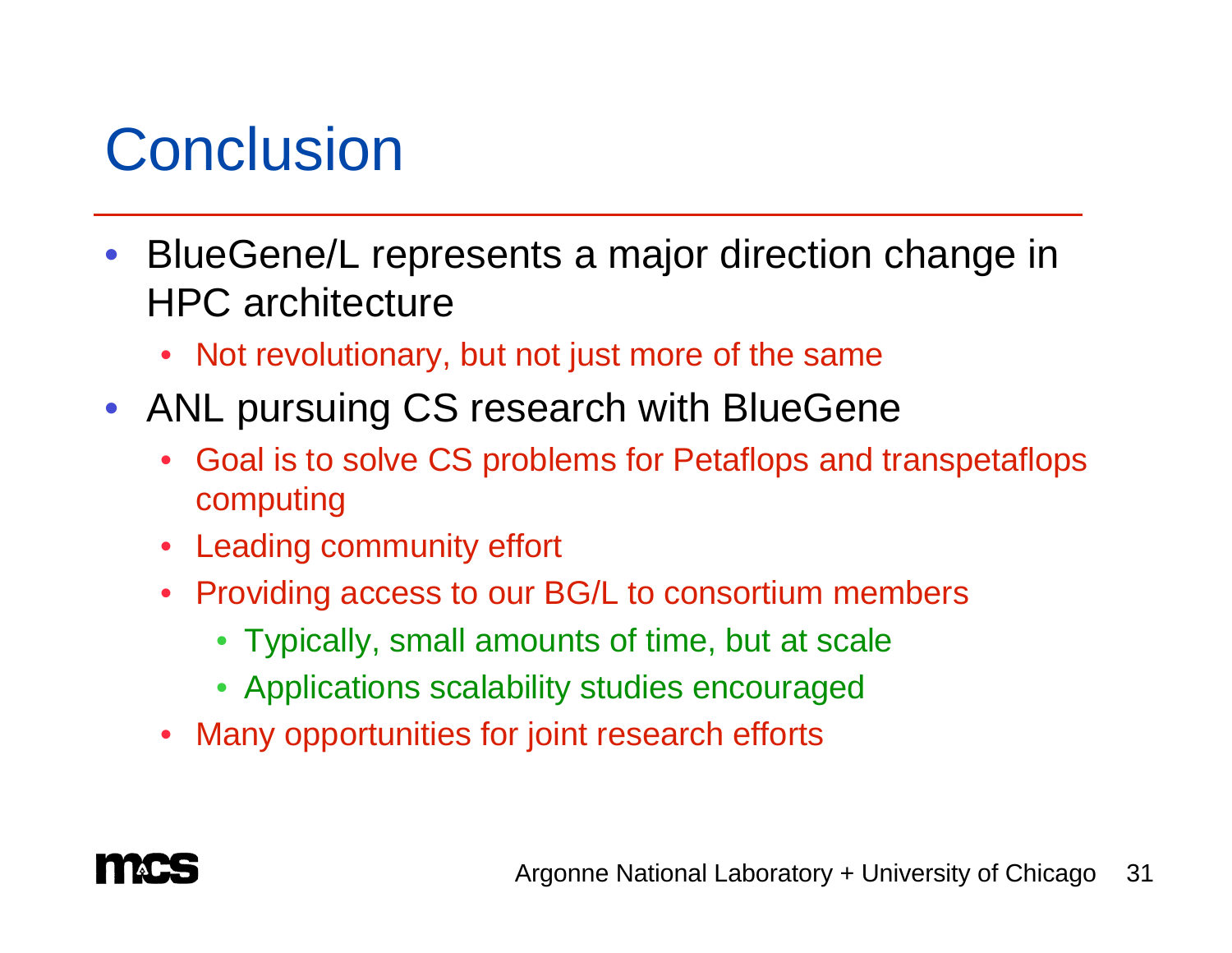# Conclusion

- BlueGene/L represents a major direction change in HPC architecture
  - Not revolutionary, but not just more of the same
- ANL pursuing CS research with BlueGene
  - Goal is to solve CS problems for Petaflops and transpetaflops computing
  - Leading community effort
  - Providing access to our BG/L to consortium members
    - Typically, small amounts of time, but at scale
    - Applications scalability studies encouraged
  - Many opportunities for joint research efforts